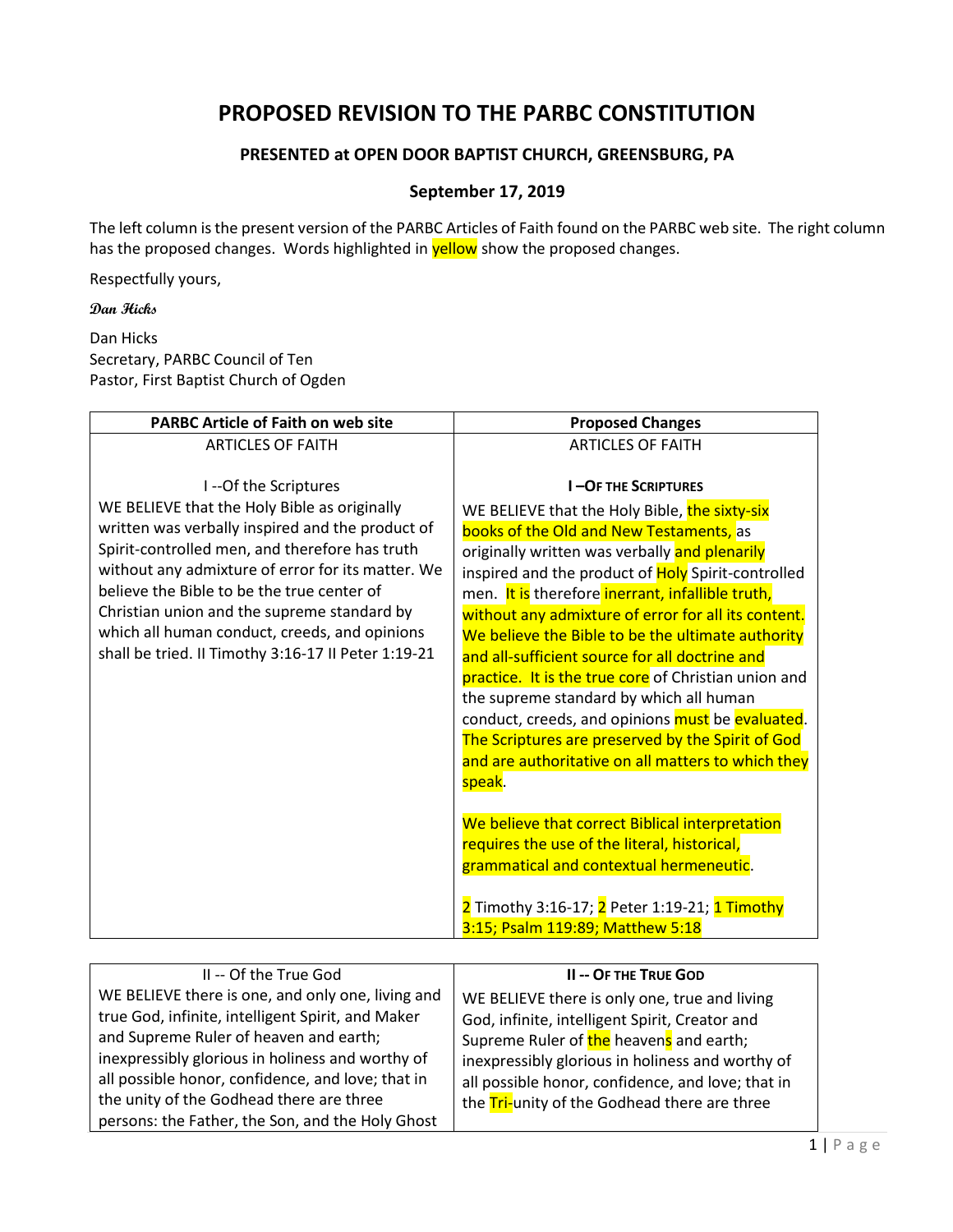# PROPOSED REVISION TO THE PARBC CONSTITUTION

### PRESENTED at OPEN DOOR BAPTIST CHURCH, GREENSBURG, PA

### September 17, 2019

The left column is the present version of the PARBC Articles of Faith found on the PARBC web site. The right column has the proposed changes. Words highlighted in yellow show the proposed changes.

Respectfully yours,

*Dan Hicks*

Dan Hicks
Secretary, PARBC Council of Ten
Pastor, First Baptist Church of Ogden

| PARBC Article of Faith on web site | Proposed Changes |
|---|---|
| ARTICLES OF FAITH | ARTICLES OF FAITH |
| I --Of the Scriptures<br>WE BELIEVE that the Holy Bible as originally written was verbally inspired and the product of Spirit-controlled men, and therefore has truth without any admixture of error for its matter. We believe the Bible to be the true center of Christian union and the supreme standard by which all human conduct, creeds, and opinions shall be tried. II Timothy 3:16-17 II Peter 1:19-21 | **I –OF THE SCRIPTURES**<br>WE BELIEVE that the Holy Bible, the sixty-six books of the Old and New Testaments, as originally written was verbally and plenarily inspired and the product of Holy Spirit-controlled men. It is therefore inerrant, infallible truth, without any admixture of error for all its content. We believe the Bible to be the ultimate authority and all-sufficient source for all doctrine and practice. It is the true core of Christian union and the supreme standard by which all human conduct, creeds, and opinions must be evaluated. The Scriptures are preserved by the Spirit of God and are authoritative on all matters to which they speak.<br><br>We believe that correct Biblical interpretation requires the use of the literal, historical, grammatical and contextual hermeneutic.<br><br>2 Timothy 3:16-17; 2 Peter 1:19-21; 1 Timothy 3:15; Psalm 119:89; Matthew 5:18 |

| | |
|---|---|
| II -- Of the True God<br>WE BELIEVE there is one, and only one, living and true God, infinite, intelligent Spirit, and Maker and Supreme Ruler of heaven and earth; inexpressibly glorious in holiness and worthy of all possible honor, confidence, and love; that in the unity of the Godhead there are three persons: the Father, the Son, and the Holy Ghost | **II -- OF THE TRUE GOD**<br>WE BELIEVE there is only one, true and living God, infinite, intelligent Spirit, Creator and Supreme Ruler of the heavens and earth; inexpressibly glorious in holiness and worthy of all possible honor, confidence, and love; that in the Tri-unity of the Godhead there are three |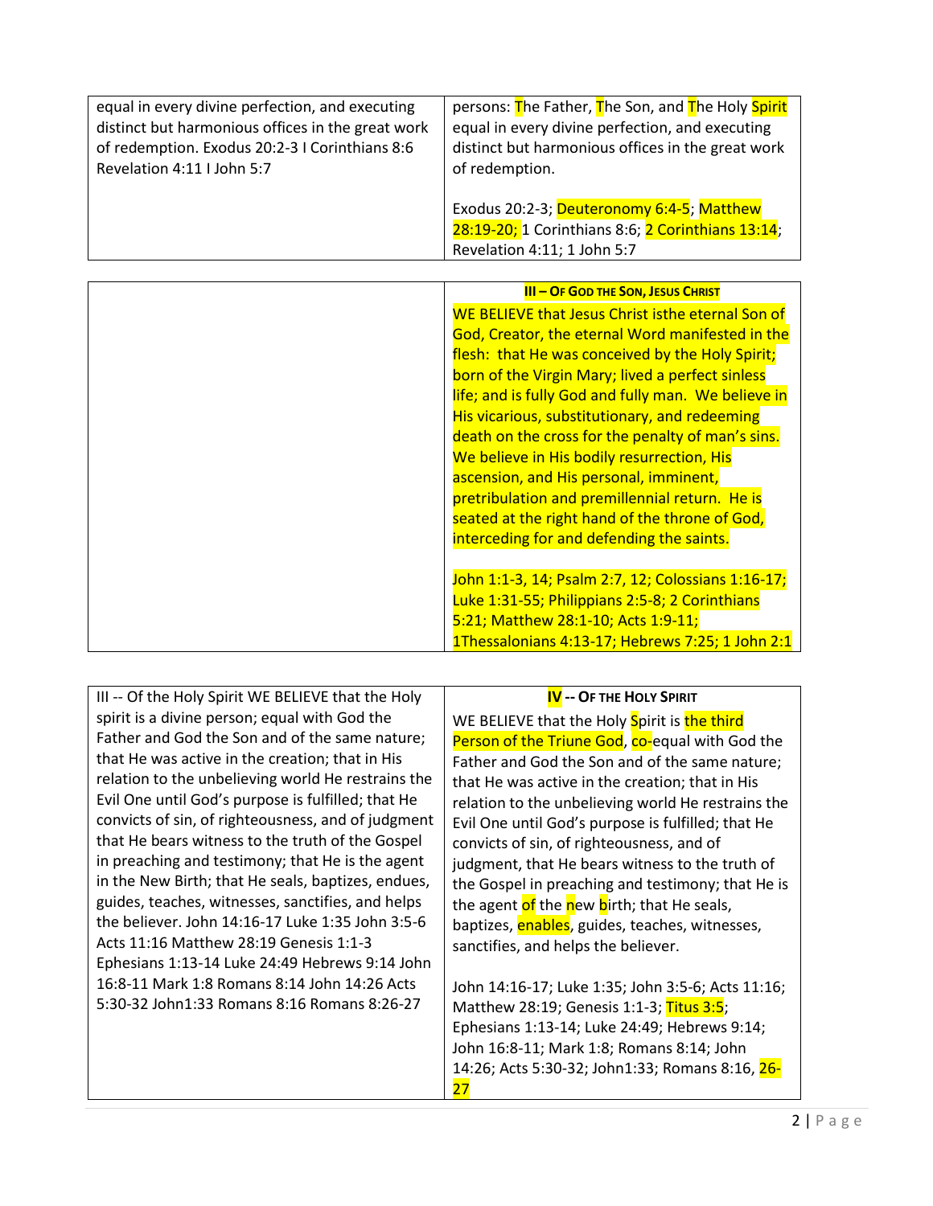| | |
|---|---|
| equal in every divine perfection, and executing distinct but harmonious offices in the great work of redemption. Exodus 20:2-3 I Corinthians 8:6 Revelation 4:11 I John 5:7 | persons: The Father, The Son, and The Holy Spirit equal in every divine perfection, and executing distinct but harmonious offices in the great work of redemption.<br><br>Exodus 20:2-3; Deuteronomy 6:4-5; Matthew 28:19-20; 1 Corinthians 8:6; 2 Corinthians 13:14; Revelation 4:11; 1 John 5:7 |

| | |
|---|---|
| | **III – OF GOD THE SON, JESUS CHRIST**<br><br>WE BELIEVE that Jesus Christ isthe eternal Son of God, Creator, the eternal Word manifested in the flesh: that He was conceived by the Holy Spirit; born of the Virgin Mary; lived a perfect sinless life; and is fully God and fully man. We believe in His vicarious, substitutionary, and redeeming death on the cross for the penalty of man's sins. We believe in His bodily resurrection, His ascension, and His personal, imminent, pretribulation and premillennial return. He is seated at the right hand of the throne of God, interceding for and defending the saints.<br><br>John 1:1-3, 14; Psalm 2:7, 12; Colossians 1:16-17; Luke 1:31-55; Philippians 2:5-8; 2 Corinthians 5:21; Matthew 28:1-10; Acts 1:9-11; 1Thessalonians 4:13-17; Hebrews 7:25; 1 John 2:1 |

| | |
|---|---|
| III -- Of the Holy Spirit WE BELIEVE that the Holy spirit is a divine person; equal with God the Father and God the Son and of the same nature; that He was active in the creation; that in His relation to the unbelieving world He restrains the Evil One until God's purpose is fulfilled; that He convicts of sin, of righteousness, and of judgment that He bears witness to the truth of the Gospel in preaching and testimony; that He is the agent in the New Birth; that He seals, baptizes, endues, guides, teaches, witnesses, sanctifies, and helps the believer. John 14:16-17 Luke 1:35 John 3:5-6 Acts 11:16 Matthew 28:19 Genesis 1:1-3 Ephesians 1:13-14 Luke 24:49 Hebrews 9:14 John 16:8-11 Mark 1:8 Romans 8:14 John 14:26 Acts 5:30-32 John1:33 Romans 8:16 Romans 8:26-27 | **IV -- OF THE HOLY SPIRIT**<br><br>WE BELIEVE that the Holy Spirit is the third Person of the Triune God, co-equal with God the Father and God the Son and of the same nature; that He was active in the creation; that in His relation to the unbelieving world He restrains the Evil One until God's purpose is fulfilled; that He convicts of sin, of righteousness, and of judgment, that He bears witness to the truth of the Gospel in preaching and testimony; that He is the agent of the new birth; that He seals, baptizes, enables, guides, teaches, witnesses, sanctifies, and helps the believer.<br><br>John 14:16-17; Luke 1:35; John 3:5-6; Acts 11:16; Matthew 28:19; Genesis 1:1-3; Titus 3:5; Ephesians 1:13-14; Luke 24:49; Hebrews 9:14; John 16:8-11; Mark 1:8; Romans 8:14; John 14:26; Acts 5:30-32; John1:33; Romans 8:16, 26-27 |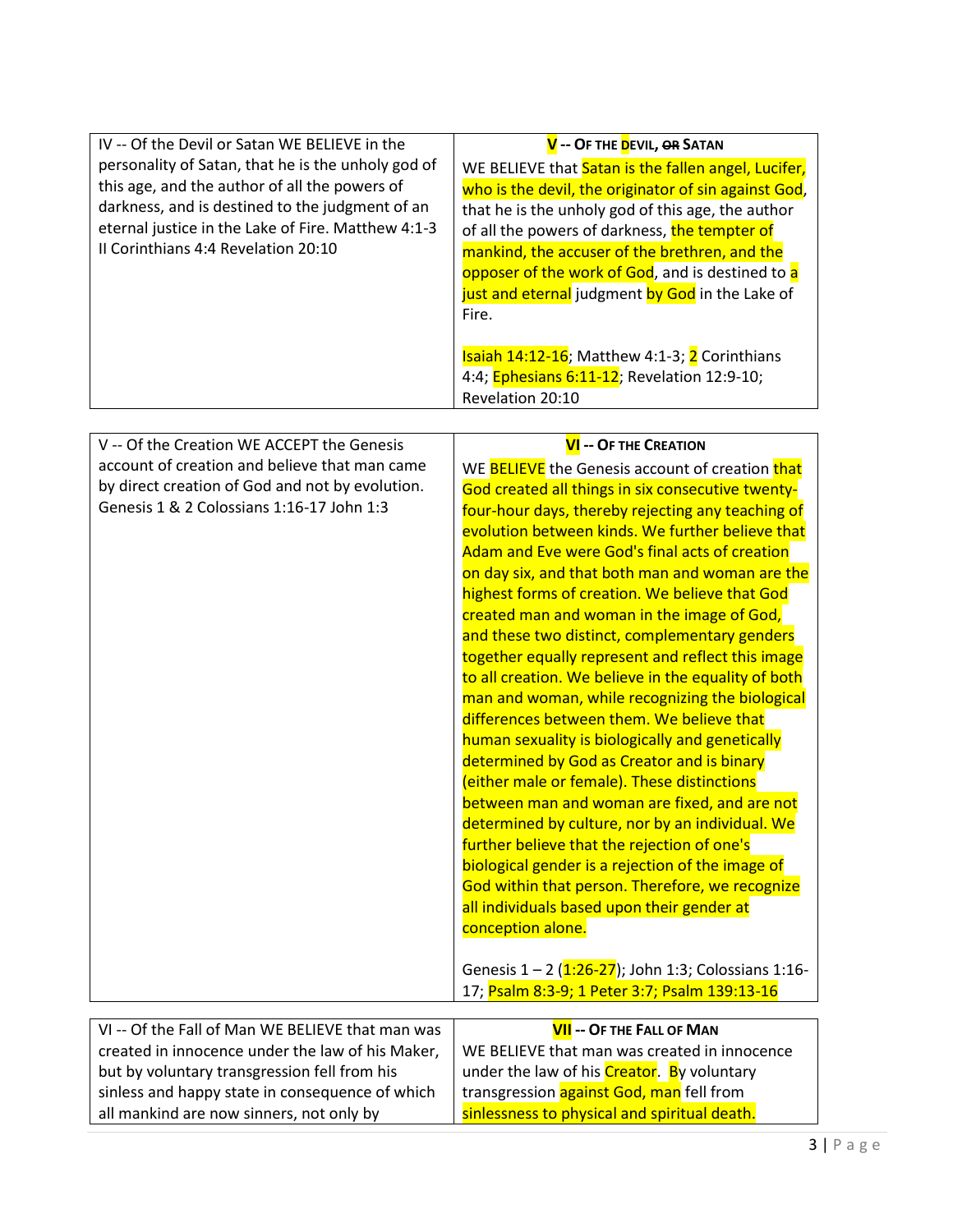| IV -- Of the Devil or Satan WE BELIEVE in the personality of Satan, that he is the unholy god of this age, and the author of all the powers of darkness, and is destined to the judgment of an eternal justice in the Lake of Fire. Matthew 4:1-3 II Corinthians 4:4 Revelation 20:10 | **V -- OF THE DEVIL, ~~OR~~ SATAN**<br><br>WE BELIEVE that Satan is the fallen angel, Lucifer, who is the devil, the originator of sin against God, that he is the unholy god of this age, the author of all the powers of darkness, the tempter of mankind, the accuser of the brethren, and the opposer of the work of God, and is destined to a just and eternal judgment by God in the Lake of Fire.<br><br>Isaiah 14:12-16; Matthew 4:1-3; 2 Corinthians 4:4; Ephesians 6:11-12; Revelation 12:9-10; Revelation 20:10 |
|---|---|

| V -- Of the Creation WE ACCEPT the Genesis account of creation and believe that man came by direct creation of God and not by evolution. Genesis 1 & 2 Colossians 1:16-17 John 1:3 | **VI -- OF THE CREATION**<br><br>WE BELIEVE the Genesis account of creation that God created all things in six consecutive twenty-four-hour days, thereby rejecting any teaching of evolution between kinds. We further believe that Adam and Eve were God's final acts of creation on day six, and that both man and woman are the highest forms of creation. We believe that God created man and woman in the image of God, and these two distinct, complementary genders together equally represent and reflect this image to all creation. We believe in the equality of both man and woman, while recognizing the biological differences between them. We believe that human sexuality is biologically and genetically determined by God as Creator and is binary (either male or female). These distinctions between man and woman are fixed, and are not determined by culture, nor by an individual. We further believe that the rejection of one's biological gender is a rejection of the image of God within that person. Therefore, we recognize all individuals based upon their gender at conception alone.<br><br>Genesis 1 – 2 (1:26-27); John 1:3; Colossians 1:16-17; Psalm 8:3-9; 1 Peter 3:7; Psalm 139:13-16 |
|---|---|

| VI -- Of the Fall of Man WE BELIEVE that man was created in innocence under the law of his Maker, but by voluntary transgression fell from his sinless and happy state in consequence of which all mankind are now sinners, not only by | **VII -- OF THE FALL OF MAN**<br><br>WE BELIEVE that man was created in innocence under the law of his Creator. By voluntary transgression against God, man fell from sinlessness to physical and spiritual death. |
|---|---|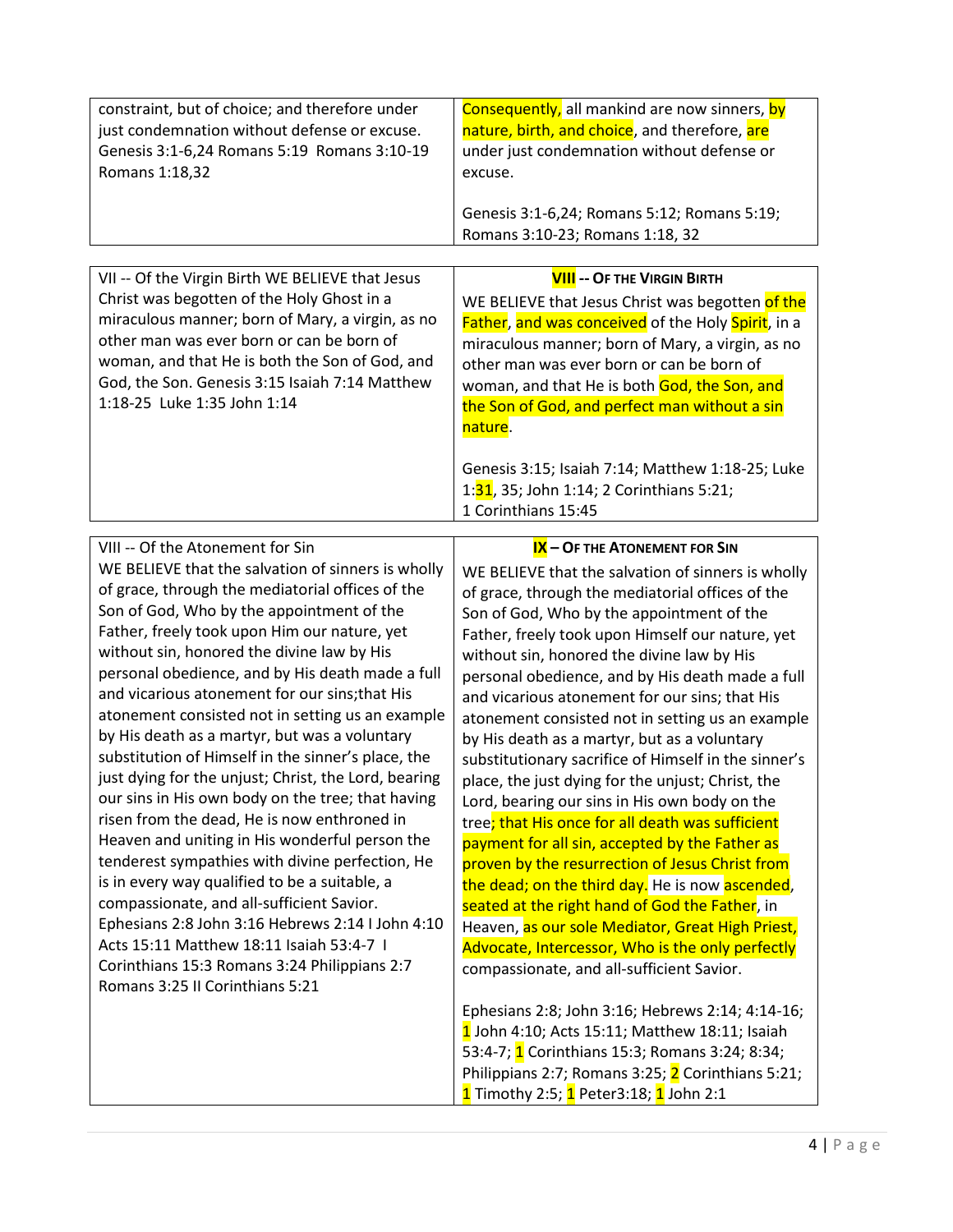| | |
|---|---|
| constraint, but of choice; and therefore under just condemnation without defense or excuse. Genesis 3:1-6,24 Romans 5:19 Romans 3:10-19 Romans 1:18,32 | Consequently, all mankind are now sinners, by nature, birth, and choice, and therefore, are under just condemnation without defense or excuse.<br><br>Genesis 3:1-6,24; Romans 5:12; Romans 5:19; Romans 3:10-23; Romans 1:18, 32 |

| | |
|---|---|
| VII -- Of the Virgin Birth WE BELIEVE that Jesus Christ was begotten of the Holy Ghost in a miraculous manner; born of Mary, a virgin, as no other man was ever born or can be born of woman, and that He is both the Son of God, and God, the Son. Genesis 3:15 Isaiah 7:14 Matthew 1:18-25 Luke 1:35 John 1:14 | **VIII -- OF THE VIRGIN BIRTH**<br>WE BELIEVE that Jesus Christ was begotten of the Father, and was conceived of the Holy Spirit, in a miraculous manner; born of Mary, a virgin, as no other man was ever born or can be born of woman, and that He is both God, the Son, and the Son of God, and perfect man without a sin nature.<br><br>Genesis 3:15; Isaiah 7:14; Matthew 1:18-25; Luke 1:31, 35; John 1:14; 2 Corinthians 5:21; 1 Corinthians 15:45 |

| | |
|---|---|
| VIII -- Of the Atonement for Sin<br>WE BELIEVE that the salvation of sinners is wholly of grace, through the mediatorial offices of the Son of God, Who by the appointment of the Father, freely took upon Him our nature, yet without sin, honored the divine law by His personal obedience, and by His death made a full and vicarious atonement for our sins;that His atonement consisted not in setting us an example by His death as a martyr, but was a voluntary substitution of Himself in the sinner's place, the just dying for the unjust; Christ, the Lord, bearing our sins in His own body on the tree; that having risen from the dead, He is now enthroned in Heaven and uniting in His wonderful person the tenderest sympathies with divine perfection, He is in every way qualified to be a suitable, a compassionate, and all-sufficient Savior. Ephesians 2:8 John 3:16 Hebrews 2:14 I John 4:10 Acts 15:11 Matthew 18:11 Isaiah 53:4-7 I Corinthians 15:3 Romans 3:24 Philippians 2:7 Romans 3:25 II Corinthians 5:21 | **IX – OF THE ATONEMENT FOR SIN**<br>WE BELIEVE that the salvation of sinners is wholly of grace, through the mediatorial offices of the Son of God, Who by the appointment of the Father, freely took upon Himself our nature, yet without sin, honored the divine law by His personal obedience, and by His death made a full and vicarious atonement for our sins; that His atonement consisted not in setting us an example by His death as a martyr, but as a voluntary substitutionary sacrifice of Himself in the sinner's place, the just dying for the unjust; Christ, the Lord, bearing our sins in His own body on the tree; that His once for all death was sufficient payment for all sin, accepted by the Father as proven by the resurrection of Jesus Christ from the dead; on the third day. He is now ascended, seated at the right hand of God the Father, in Heaven, as our sole Mediator, Great High Priest, Advocate, Intercessor, Who is the only perfectly compassionate, and all-sufficient Savior.<br><br>Ephesians 2:8; John 3:16; Hebrews 2:14; 4:14-16; 1 John 4:10; Acts 15:11; Matthew 18:11; Isaiah 53:4-7; 1 Corinthians 15:3; Romans 3:24; 8:34; Philippians 2:7; Romans 3:25; 2 Corinthians 5:21; 1 Timothy 2:5; 1 Peter3:18; 1 John 2:1 |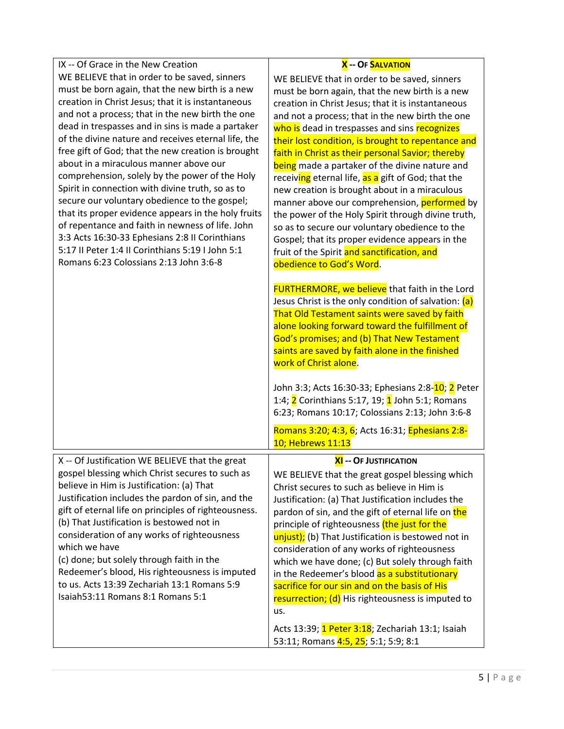| | |
|---|---|
| IX -- Of Grace in the New Creation<br>WE BELIEVE that in order to be saved, sinners must be born again, that the new birth is a new creation in Christ Jesus; that it is instantaneous and not a process; that in the new birth the one dead in trespasses and in sins is made a partaker of the divine nature and receives eternal life, the free gift of God; that the new creation is brought about in a miraculous manner above our comprehension, solely by the power of the Holy Spirit in connection with divine truth, so as to secure our voluntary obedience to the gospel; that its proper evidence appears in the holy fruits of repentance and faith in newness of life. John 3:3 Acts 16:30-33 Ephesians 2:8 II Corinthians 5:17 II Peter 1:4 II Corinthians 5:19 I John 5:1 Romans 6:23 Colossians 2:13 John 3:6-8 | **X -- OF SALVATION**<br>WE BELIEVE that in order to be saved, sinners must be born again, that the new birth is a new creation in Christ Jesus; that it is instantaneous and not a process; that in the new birth the one who is dead in trespasses and sins recognizes their lost condition, is brought to repentance and faith in Christ as their personal Savior; thereby being made a partaker of the divine nature and receiving eternal life, as a gift of God; that the new creation is brought about in a miraculous manner above our comprehension, performed by the power of the Holy Spirit through divine truth, so as to secure our voluntary obedience to the Gospel; that its proper evidence appears in the fruit of the Spirit and sanctification, and obedience to God's Word.<br><br>FURTHERMORE, we believe that faith in the Lord Jesus Christ is the only condition of salvation: (a) That Old Testament saints were saved by faith alone looking forward toward the fulfillment of God's promises; and (b) That New Testament saints are saved by faith alone in the finished work of Christ alone.<br><br>John 3:3; Acts 16:30-33; Ephesians 2:8-10; 2 Peter 1:4; 2 Corinthians 5:17, 19; 1 John 5:1; Romans 6:23; Romans 10:17; Colossians 2:13; John 3:6-8<br><br>Romans 3:20; 4:3, 6; Acts 16:31; Ephesians 2:8-10; Hebrews 11:13 |
| X -- Of Justification WE BELIEVE that the great gospel blessing which Christ secures to such as believe in Him is Justification: (a) That Justification includes the pardon of sin, and the gift of eternal life on principles of righteousness. (b) That Justification is bestowed not in consideration of any works of righteousness which we have<br>(c) done; but solely through faith in the Redeemer's blood, His righteousness is imputed to us. Acts 13:39 Zechariah 13:1 Romans 5:9 Isaiah53:11 Romans 8:1 Romans 5:1 | **XI -- OF JUSTIFICATION**<br>WE BELIEVE that the great gospel blessing which Christ secures to such as believe in Him is Justification: (a) That Justification includes the pardon of sin, and the gift of eternal life on the principle of righteousness (the just for the unjust); (b) That Justification is bestowed not in consideration of any works of righteousness which we have done; (c) But solely through faith in the Redeemer's blood as a substitutionary sacrifice for our sin and on the basis of His resurrection; (d) His righteousness is imputed to us.<br><br>Acts 13:39; 1 Peter 3:18; Zechariah 13:1; Isaiah 53:11; Romans 4:5, 25; 5:1; 5:9; 8:1 |